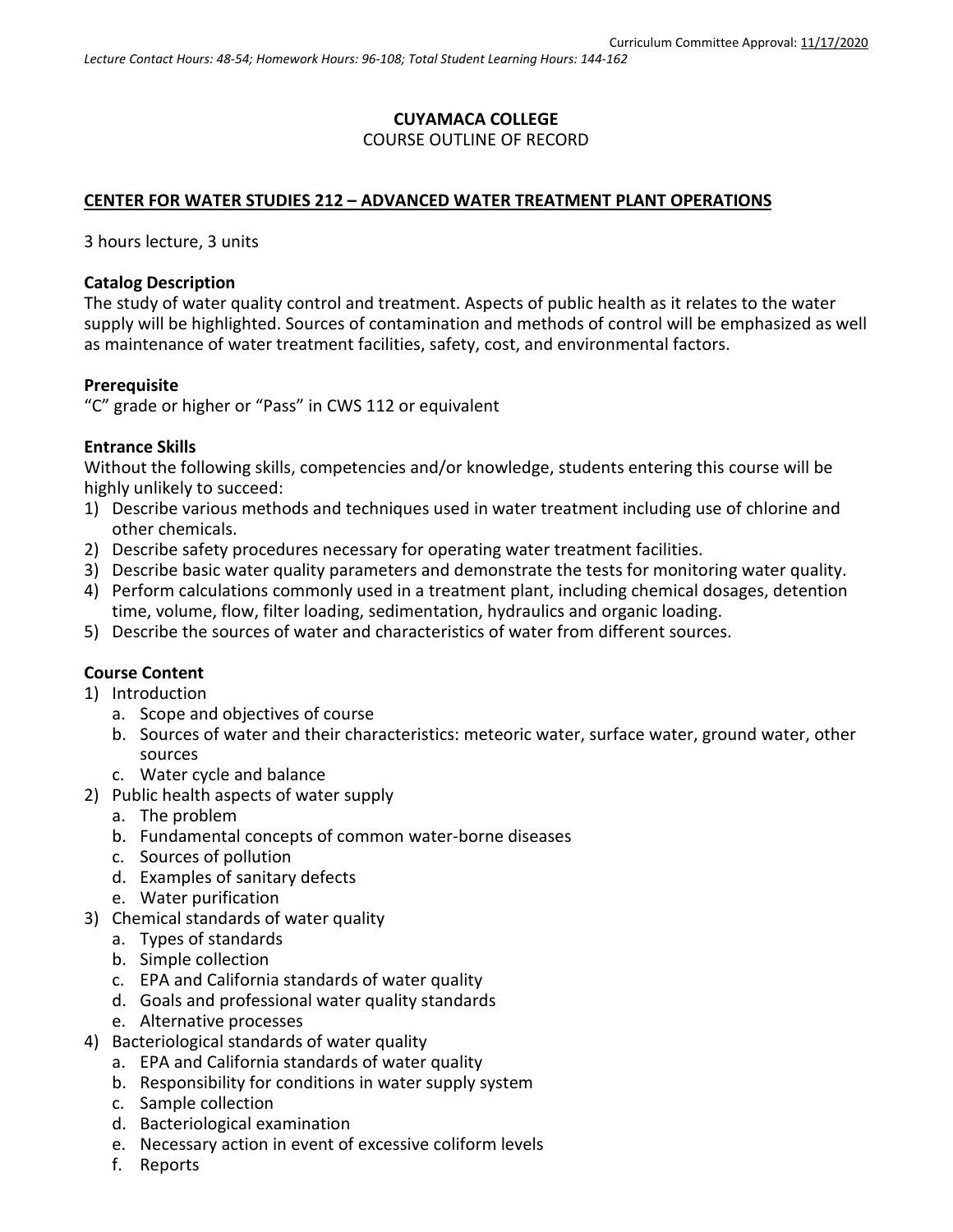Curriculum Committee Approval: 11/17/2020

*Lecture Contact Hours: 48-54; Homework Hours: 96-108; Total Student Learning Hours: 144-162*

**CUYAMACA COLLEGE**
COURSE OUTLINE OF RECORD

**CENTER FOR WATER STUDIES 212 – ADVANCED WATER TREATMENT PLANT OPERATIONS**

3 hours lecture, 3 units

**Catalog Description**
The study of water quality control and treatment. Aspects of public health as it relates to the water supply will be highlighted. Sources of contamination and methods of control will be emphasized as well as maintenance of water treatment facilities, safety, cost, and environmental factors.

**Prerequisite**
"C" grade or higher or "Pass" in CWS 112 or equivalent

**Entrance Skills**
Without the following skills, competencies and/or knowledge, students entering this course will be highly unlikely to succeed:

1) Describe various methods and techniques used in water treatment including use of chlorine and other chemicals.
2) Describe safety procedures necessary for operating water treatment facilities.
3) Describe basic water quality parameters and demonstrate the tests for monitoring water quality.
4) Perform calculations commonly used in a treatment plant, including chemical dosages, detention time, volume, flow, filter loading, sedimentation, hydraulics and organic loading.
5) Describe the sources of water and characteristics of water from different sources.

**Course Content**

1) Introduction
   a. Scope and objectives of course
   b. Sources of water and their characteristics: meteoric water, surface water, ground water, other sources
   c. Water cycle and balance
2) Public health aspects of water supply
   a. The problem
   b. Fundamental concepts of common water-borne diseases
   c. Sources of pollution
   d. Examples of sanitary defects
   e. Water purification
3) Chemical standards of water quality
   a. Types of standards
   b. Simple collection
   c. EPA and California standards of water quality
   d. Goals and professional water quality standards
   e. Alternative processes
4) Bacteriological standards of water quality
   a. EPA and California standards of water quality
   b. Responsibility for conditions in water supply system
   c. Sample collection
   d. Bacteriological examination
   e. Necessary action in event of excessive coliform levels
   f. Reports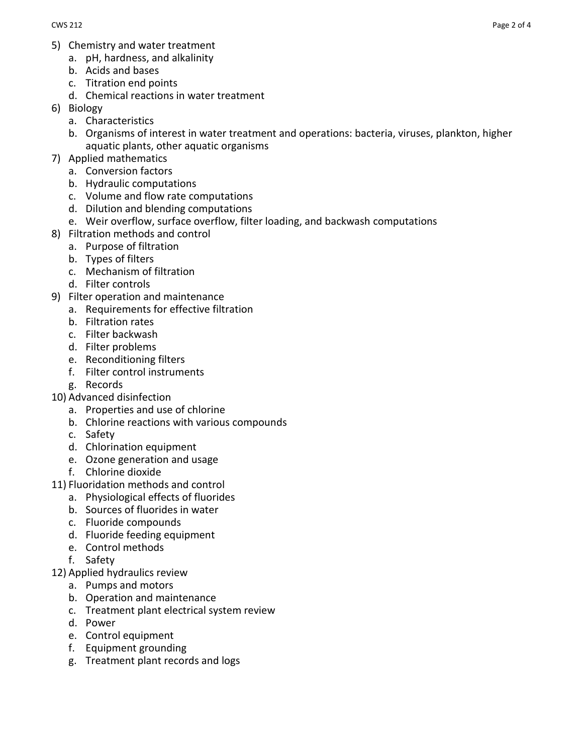5) Chemistry and water treatment
   a. pH, hardness, and alkalinity
   b. Acids and bases
   c. Titration end points
   d. Chemical reactions in water treatment
6) Biology
   a. Characteristics
   b. Organisms of interest in water treatment and operations: bacteria, viruses, plankton, higher aquatic plants, other aquatic organisms
7) Applied mathematics
   a. Conversion factors
   b. Hydraulic computations
   c. Volume and flow rate computations
   d. Dilution and blending computations
   e. Weir overflow, surface overflow, filter loading, and backwash computations
8) Filtration methods and control
   a. Purpose of filtration
   b. Types of filters
   c. Mechanism of filtration
   d. Filter controls
9) Filter operation and maintenance
   a. Requirements for effective filtration
   b. Filtration rates
   c. Filter backwash
   d. Filter problems
   e. Reconditioning filters
   f. Filter control instruments
   g. Records
10) Advanced disinfection
    a. Properties and use of chlorine
    b. Chlorine reactions with various compounds
    c. Safety
    d. Chlorination equipment
    e. Ozone generation and usage
    f. Chlorine dioxide
11) Fluoridation methods and control
    a. Physiological effects of fluorides
    b. Sources of fluorides in water
    c. Fluoride compounds
    d. Fluoride feeding equipment
    e. Control methods
    f. Safety
12) Applied hydraulics review
    a. Pumps and motors
    b. Operation and maintenance
    c. Treatment plant electrical system review
    d. Power
    e. Control equipment
    f. Equipment grounding
    g. Treatment plant records and logs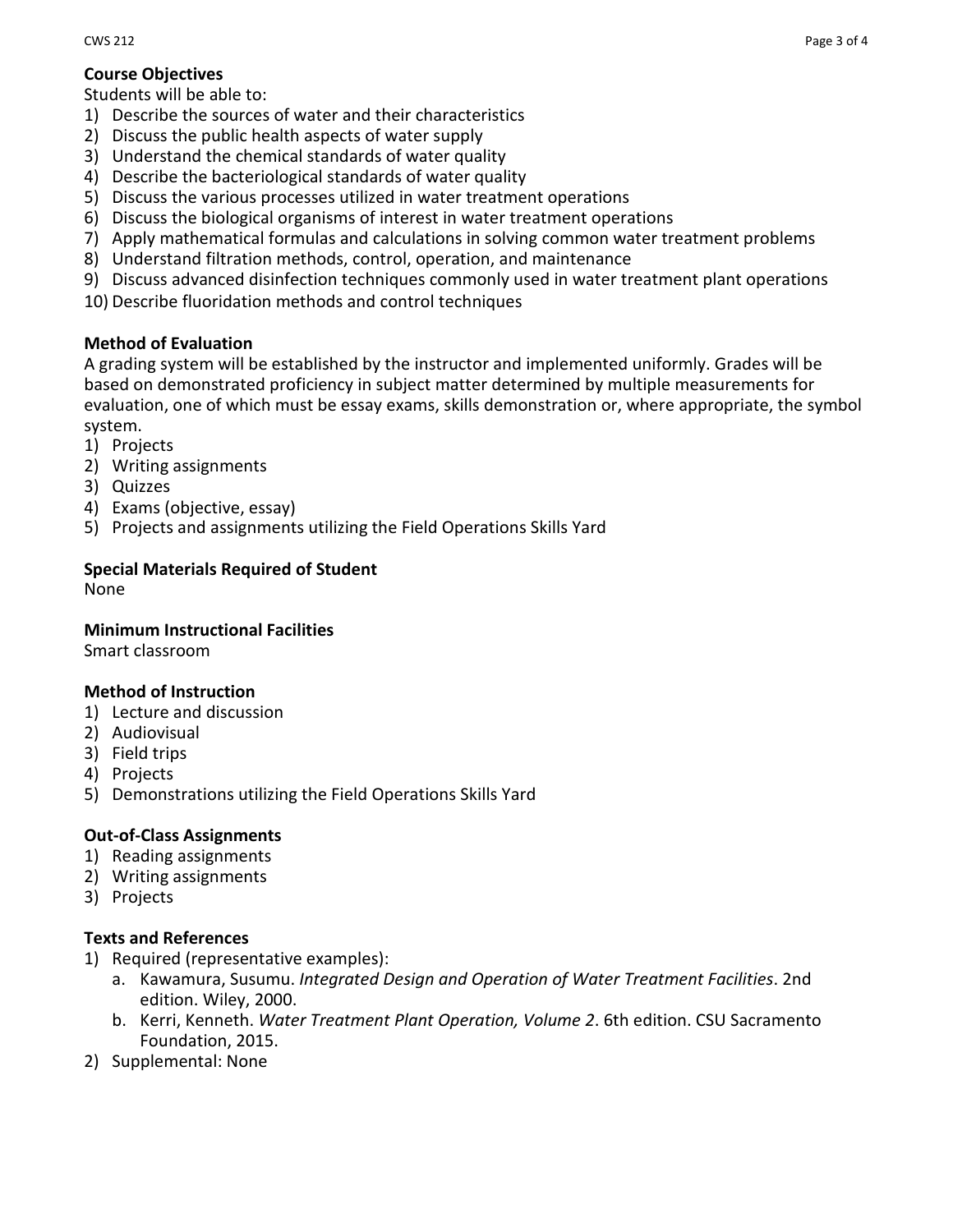## Course Objectives

Students will be able to:

1) Describe the sources of water and their characteristics
2) Discuss the public health aspects of water supply
3) Understand the chemical standards of water quality
4) Describe the bacteriological standards of water quality
5) Discuss the various processes utilized in water treatment operations
6) Discuss the biological organisms of interest in water treatment operations
7) Apply mathematical formulas and calculations in solving common water treatment problems
8) Understand filtration methods, control, operation, and maintenance
9) Discuss advanced disinfection techniques commonly used in water treatment plant operations
10) Describe fluoridation methods and control techniques

## Method of Evaluation

A grading system will be established by the instructor and implemented uniformly. Grades will be based on demonstrated proficiency in subject matter determined by multiple measurements for evaluation, one of which must be essay exams, skills demonstration or, where appropriate, the symbol system.

1) Projects
2) Writing assignments
3) Quizzes
4) Exams (objective, essay)
5) Projects and assignments utilizing the Field Operations Skills Yard

## Special Materials Required of Student

None

## Minimum Instructional Facilities

Smart classroom

## Method of Instruction

1) Lecture and discussion
2) Audiovisual
3) Field trips
4) Projects
5) Demonstrations utilizing the Field Operations Skills Yard

## Out-of-Class Assignments

1) Reading assignments
2) Writing assignments
3) Projects

## Texts and References

1) Required (representative examples):
   a. Kawamura, Susumu. *Integrated Design and Operation of Water Treatment Facilities*. 2nd edition. Wiley, 2000.
   b. Kerri, Kenneth. *Water Treatment Plant Operation, Volume 2*. 6th edition. CSU Sacramento Foundation, 2015.
2) Supplemental: None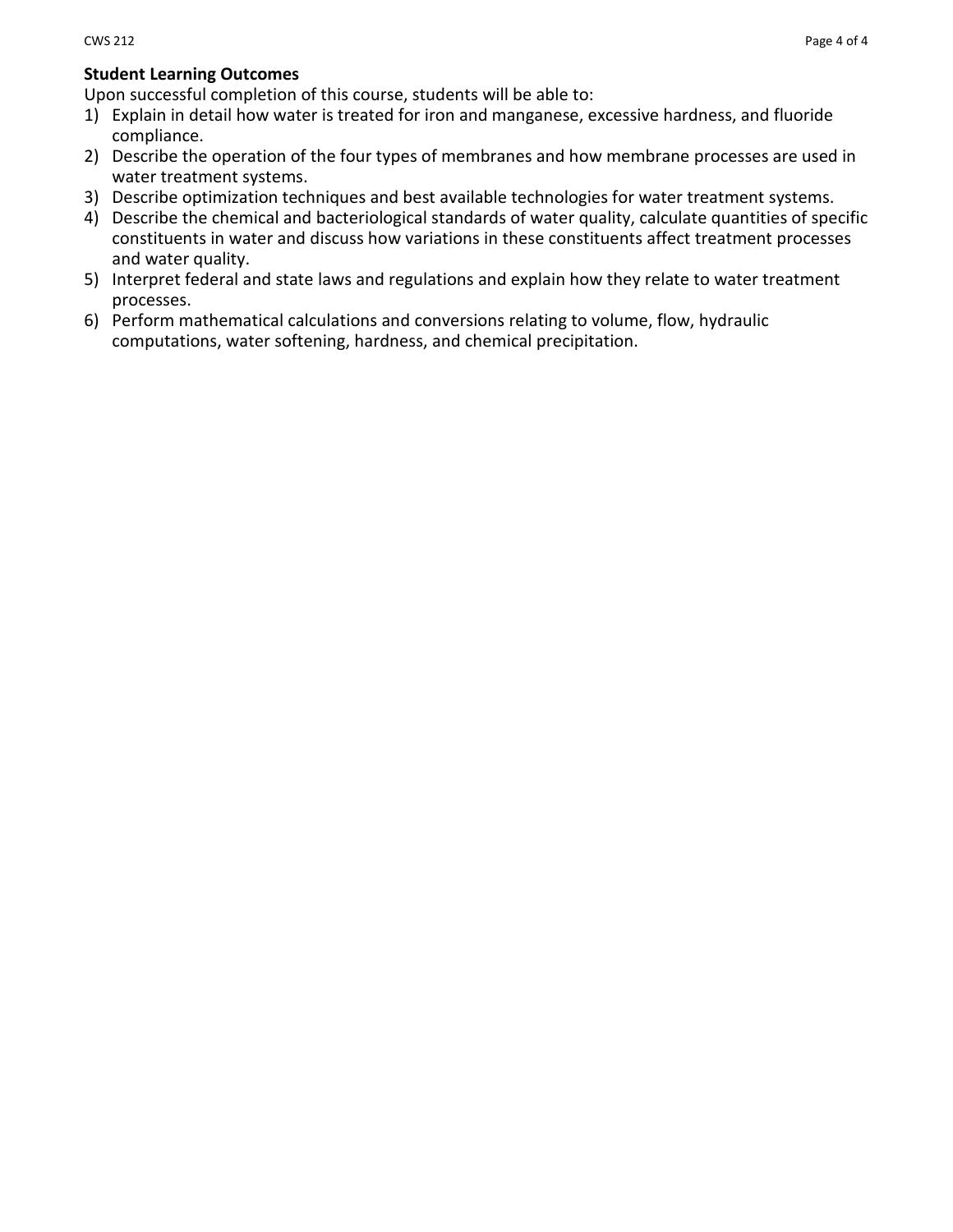**Student Learning Outcomes**

Upon successful completion of this course, students will be able to:

1) Explain in detail how water is treated for iron and manganese, excessive hardness, and fluoride compliance.
2) Describe the operation of the four types of membranes and how membrane processes are used in water treatment systems.
3) Describe optimization techniques and best available technologies for water treatment systems.
4) Describe the chemical and bacteriological standards of water quality, calculate quantities of specific constituents in water and discuss how variations in these constituents affect treatment processes and water quality.
5) Interpret federal and state laws and regulations and explain how they relate to water treatment processes.
6) Perform mathematical calculations and conversions relating to volume, flow, hydraulic computations, water softening, hardness, and chemical precipitation.